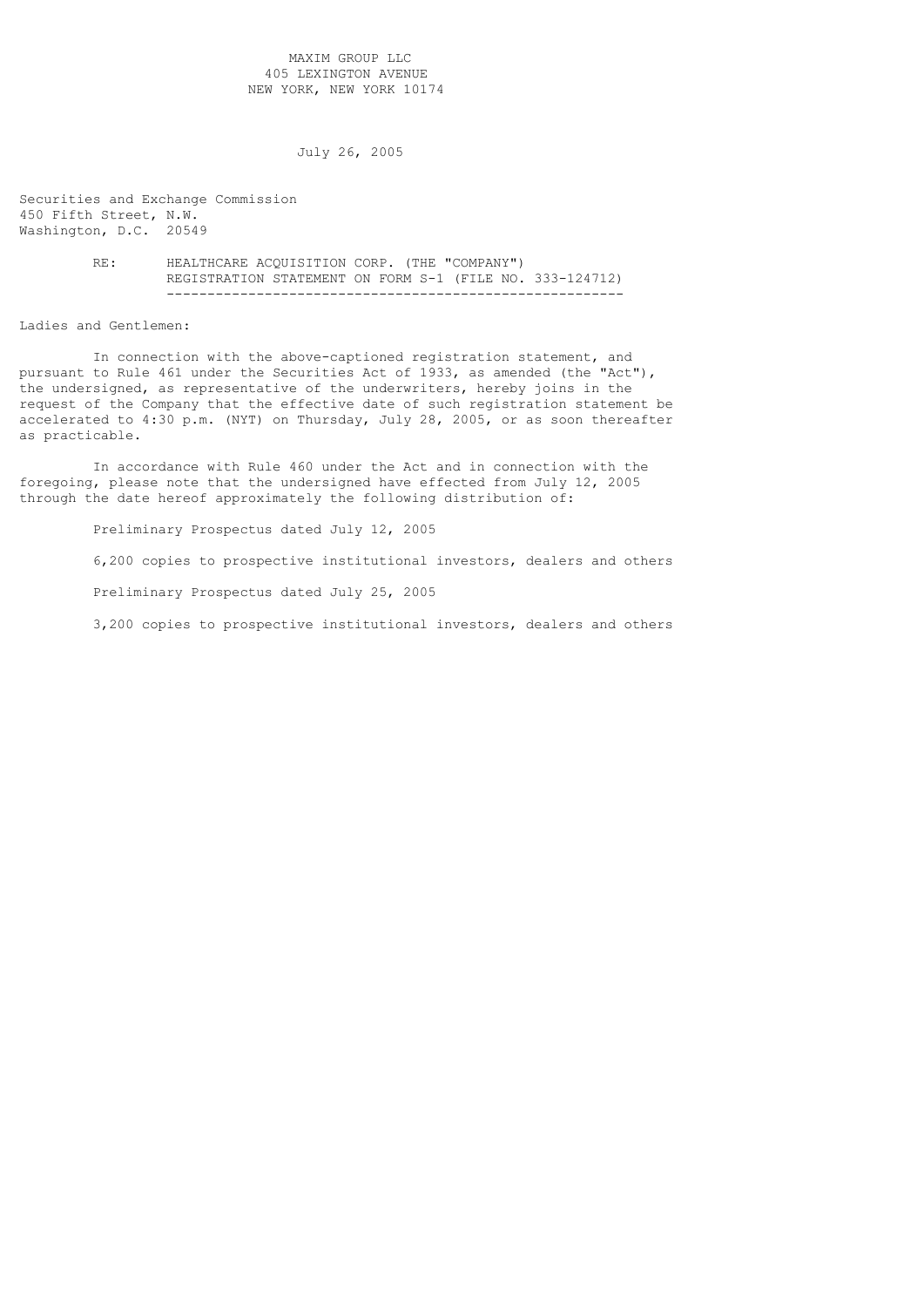MAXIM GROUP LLC
405 LEXINGTON AVENUE
NEW YORK, NEW YORK 10174

July 26, 2005

Securities and Exchange Commission
450 Fifth Street, N.W.
Washington, D.C. 20549

RE: HEALTHCARE ACQUISITION CORP. (THE "COMPANY")
REGISTRATION STATEMENT ON FORM S-1 (FILE NO. 333-124712)

Ladies and Gentlemen:

In connection with the above-captioned registration statement, and pursuant to Rule 461 under the Securities Act of 1933, as amended (the "Act"), the undersigned, as representative of the underwriters, hereby joins in the request of the Company that the effective date of such registration statement be accelerated to 4:30 p.m. (NYT) on Thursday, July 28, 2005, or as soon thereafter as practicable.

In accordance with Rule 460 under the Act and in connection with the foregoing, please note that the undersigned have effected from July 12, 2005 through the date hereof approximately the following distribution of:

Preliminary Prospectus dated July 12, 2005

6,200 copies to prospective institutional investors, dealers and others

Preliminary Prospectus dated July 25, 2005

3,200 copies to prospective institutional investors, dealers and others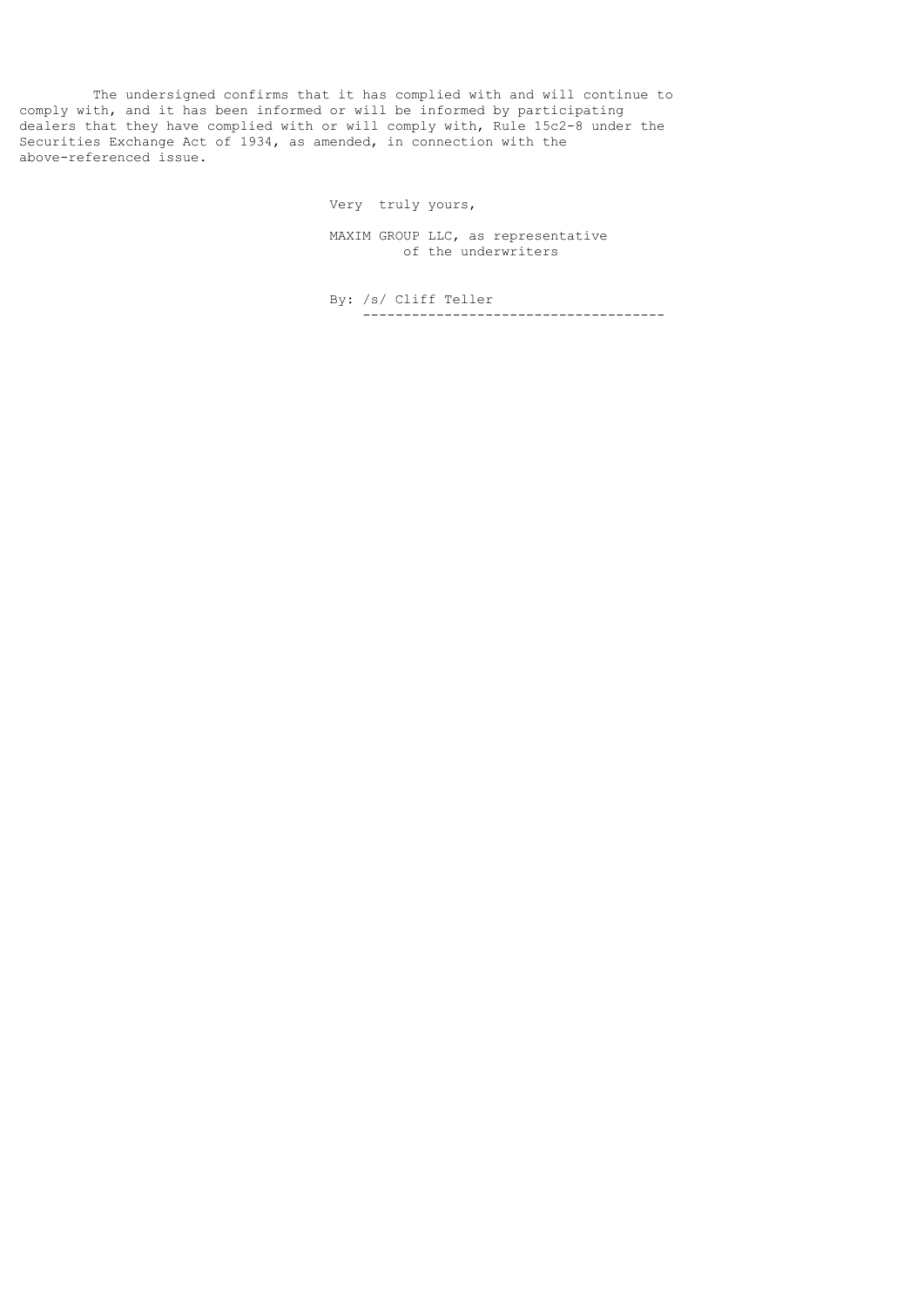The undersigned confirms that it has complied with and will continue to comply with, and it has been informed or will be informed by participating dealers that they have complied with or will comply with, Rule 15c2-8 under the Securities Exchange Act of 1934, as amended, in connection with the above-referenced issue.

Very truly yours,

MAXIM GROUP LLC, as representative of the underwriters

By: /s/ Cliff Teller

------------------------------------